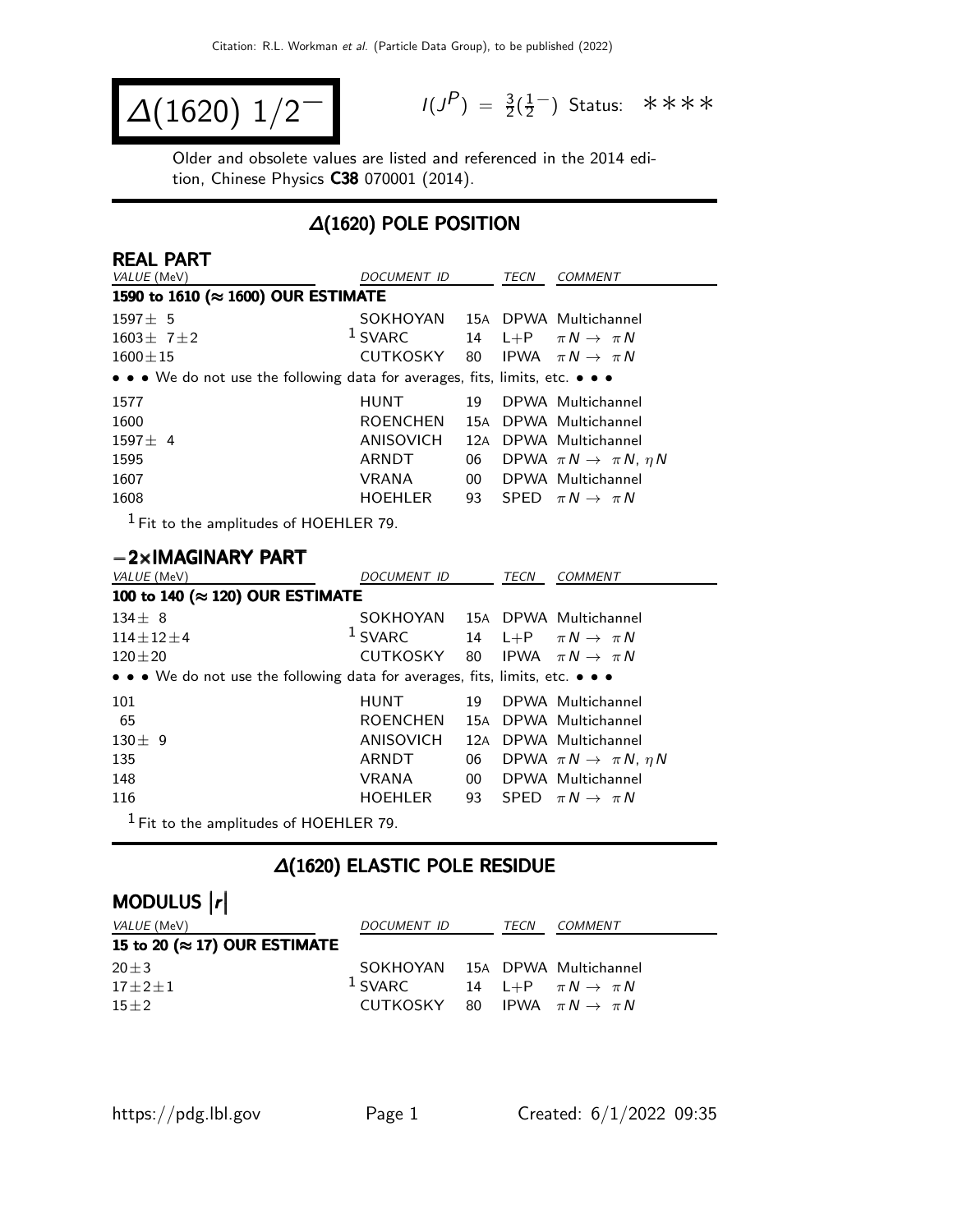# $\Delta(1620)$ $1/2^-$

$I(J^P) = \frac{3}{2}(\frac{1}{2}^-)$ Status: ∗∗∗∗

Older and obsolete values are listed and referenced in the 2014 edition, Chinese Physics **C38** 070001 (2014).

## $\Delta(1620)$ POLE POSITION

### REAL PART

| VALUE (MeV) | DOCUMENT ID | | TECN | COMMENT |
|---|---|---|---|---|
| **1590 to 1610 (≈ 1600) OUR ESTIMATE** | | | | |
| $1597 \pm 5$ | SOKHOYAN | 15A | DPWA | Multichannel |
| $1603 \pm 7 \pm 2$ | [1] SVARC | 14 | L+P | $\pi N \to \pi N$ |
| $1600 \pm 15$ | CUTKOSKY | 80 | IPWA | $\pi N \to \pi N$ |
| • • • We do not use the following data for averages, fits, limits, etc. • • • | | | | |
| 1577 | HUNT | 19 | DPWA | Multichannel |
| 1600 | ROENCHEN | 15A | DPWA | Multichannel |
| $1597 \pm 4$ | ANISOVICH | 12A | DPWA | Multichannel |
| 1595 | ARNDT | 06 | DPWA | $\pi N \to \pi N$, $\eta N$ |
| 1607 | VRANA | 00 | DPWA | Multichannel |
| 1608 | HOEHLER | 93 | SPED | $\pi N \to \pi N$ |

[1] Fit to the amplitudes of HOEHLER 79.

### −2×IMAGINARY PART

| VALUE (MeV) | DOCUMENT ID | | TECN | COMMENT |
|---|---|---|---|---|
| **100 to 140 (≈ 120) OUR ESTIMATE** | | | | |
| $134 \pm 8$ | SOKHOYAN | 15A | DPWA | Multichannel |
| $114 \pm 12 \pm 4$ | [1] SVARC | 14 | L+P | $\pi N \to \pi N$ |
| $120 \pm 20$ | CUTKOSKY | 80 | IPWA | $\pi N \to \pi N$ |
| • • • We do not use the following data for averages, fits, limits, etc. • • • | | | | |
| 101 | HUNT | 19 | DPWA | Multichannel |
| 65 | ROENCHEN | 15A | DPWA | Multichannel |
| $130 \pm 9$ | ANISOVICH | 12A | DPWA | Multichannel |
| 135 | ARNDT | 06 | DPWA | $\pi N \to \pi N$, $\eta N$ |
| 148 | VRANA | 00 | DPWA | Multichannel |
| 116 | HOEHLER | 93 | SPED | $\pi N \to \pi N$ |

[1] Fit to the amplitudes of HOEHLER 79.

## $\Delta(1620)$ ELASTIC POLE RESIDUE

### MODULUS $|r|$

| VALUE (MeV) | DOCUMENT ID | | TECN | COMMENT |
|---|---|---|---|---|
| **15 to 20 (≈ 17) OUR ESTIMATE** | | | | |
| $20 \pm 3$ | SOKHOYAN | 15A | DPWA | Multichannel |
| $17 \pm 2 \pm 1$ | [1] SVARC | 14 | L+P | $\pi N \to \pi N$ |
| $15 \pm 2$ | CUTKOSKY | 80 | IPWA | $\pi N \to \pi N$ |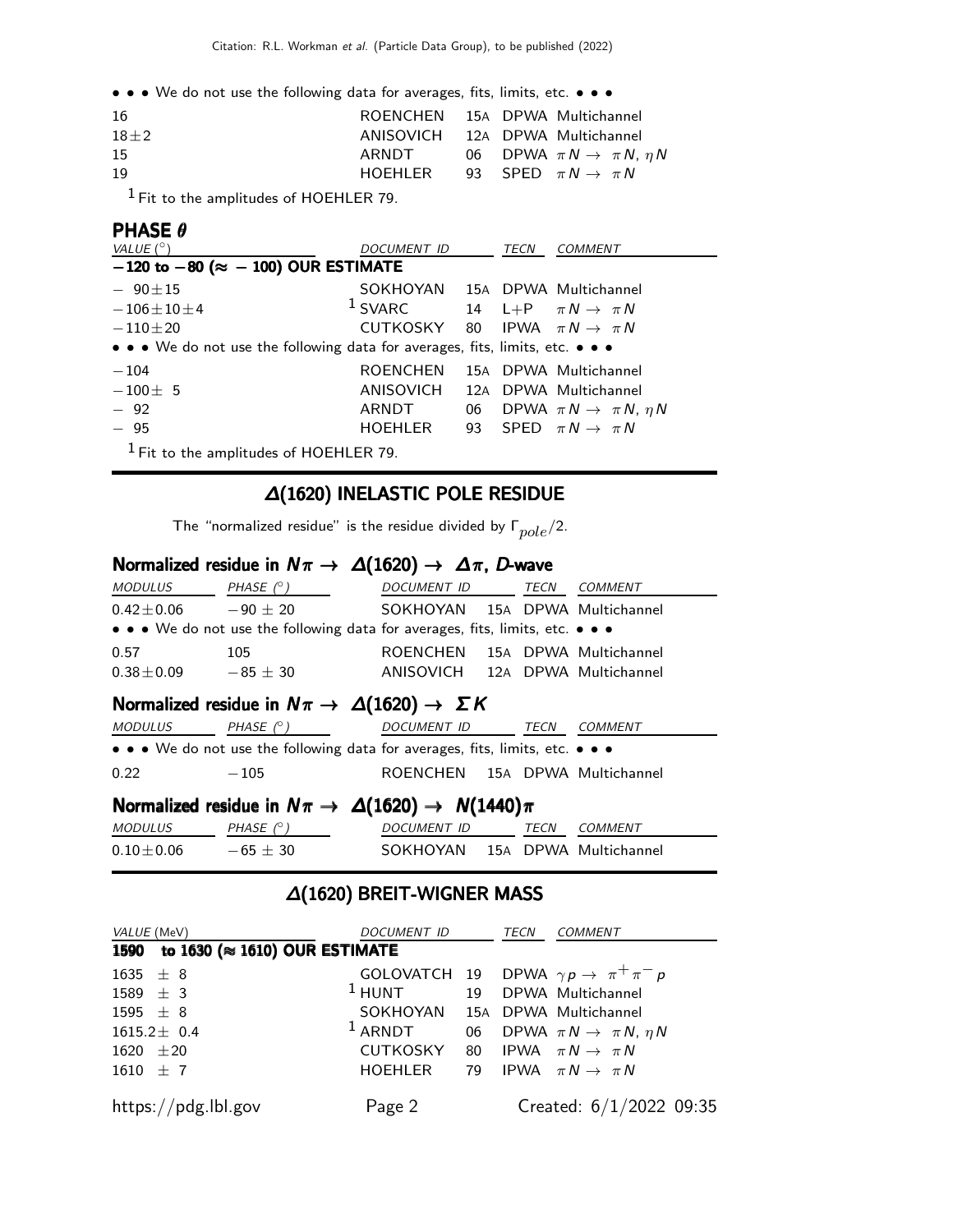• • • We do not use the following data for averages, fits, limits, etc. • • •

| | | | |
|---|---|---|---|
| 16 | ROENCHEN | 15A | DPWA Multichannel |
| 18±2 | ANISOVICH | 12A | DPWA Multichannel |
| 15 | ARNDT | 06 | DPWA $\pi N \rightarrow \pi N$, $\eta N$ |
| 19 | HOEHLER | 93 | SPED $\pi N \rightarrow \pi N$ |

[1] Fit to the amplitudes of HOEHLER 79.

### PHASE $\theta$

| VALUE (°) | DOCUMENT ID | | TECN | COMMENT |
|---|---|---|---|---|
| **−120 to −80 (≈ −100) OUR ESTIMATE** | | | | |
| − 90±15 | SOKHOYAN | 15A | DPWA | Multichannel |
| −106±10±4 | [1] SVARC | 14 | L+P | $\pi N \rightarrow \pi N$ |
| −110±20 | CUTKOSKY | 80 | IPWA | $\pi N \rightarrow \pi N$ |
| • • • We do not use the following data for averages, fits, limits, etc. • • • | | | | |
| −104 | ROENCHEN | 15A | DPWA | Multichannel |
| −100± 5 | ANISOVICH | 12A | DPWA | Multichannel |
| − 92 | ARNDT | 06 | DPWA | $\pi N \rightarrow \pi N$, $\eta N$ |
| − 95 | HOEHLER | 93 | SPED | $\pi N \rightarrow \pi N$ |

[1] Fit to the amplitudes of HOEHLER 79.

## Δ(1620) INELASTIC POLE RESIDUE

The "normalized residue" is the residue divided by $\Gamma_{pole}/2$.

### Normalized residue in $N\pi \rightarrow \Delta(1620) \rightarrow \Delta\pi$, *D*-wave

| MODULUS | PHASE (°) | DOCUMENT ID | | TECN | COMMENT |
|---|---|---|---|---|---|
| 0.42±0.06 | −90 ± 20 | SOKHOYAN | 15A | DPWA | Multichannel |
| • • • We do not use the following data for averages, fits, limits, etc. • • • | | | | | |
| 0.57 | 105 | ROENCHEN | 15A | DPWA | Multichannel |
| 0.38±0.09 | −85 ± 30 | ANISOVICH | 12A | DPWA | Multichannel |

### Normalized residue in $N\pi \rightarrow \Delta(1620) \rightarrow \Sigma K$

| MODULUS | PHASE (°) | DOCUMENT ID | | TECN | COMMENT |
|---|---|---|---|---|---|
| • • • We do not use the following data for averages, fits, limits, etc. • • • | | | | | |
| 0.22 | −105 | ROENCHEN | 15A | DPWA | Multichannel |

### Normalized residue in $N\pi \rightarrow \Delta(1620) \rightarrow N(1440)\pi$

| MODULUS | PHASE (°) | DOCUMENT ID | | TECN | COMMENT |
|---|---|---|---|---|---|
| 0.10±0.06 | −65 ± 30 | SOKHOYAN | 15A | DPWA | Multichannel |

## Δ(1620) BREIT-WIGNER MASS

| VALUE (MeV) | DOCUMENT ID | | TECN | COMMENT |
|---|---|---|---|---|
| **1590 to 1630 (≈ 1610) OUR ESTIMATE** | | | | |
| 1635 ± 8 | GOLOVATCH | 19 | DPWA | $\gamma p \rightarrow \pi^+ \pi^- p$ |
| 1589 ± 3 | [1] HUNT | 19 | DPWA | Multichannel |
| 1595 ± 8 | SOKHOYAN | 15A | DPWA | Multichannel |
| 1615.2± 0.4 | [1] ARNDT | 06 | DPWA | $\pi N \rightarrow \pi N$, $\eta N$ |
| 1620 ±20 | CUTKOSKY | 80 | IPWA | $\pi N \rightarrow \pi N$ |
| 1610 ± 7 | HOEHLER | 79 | IPWA | $\pi N \rightarrow \pi N$ |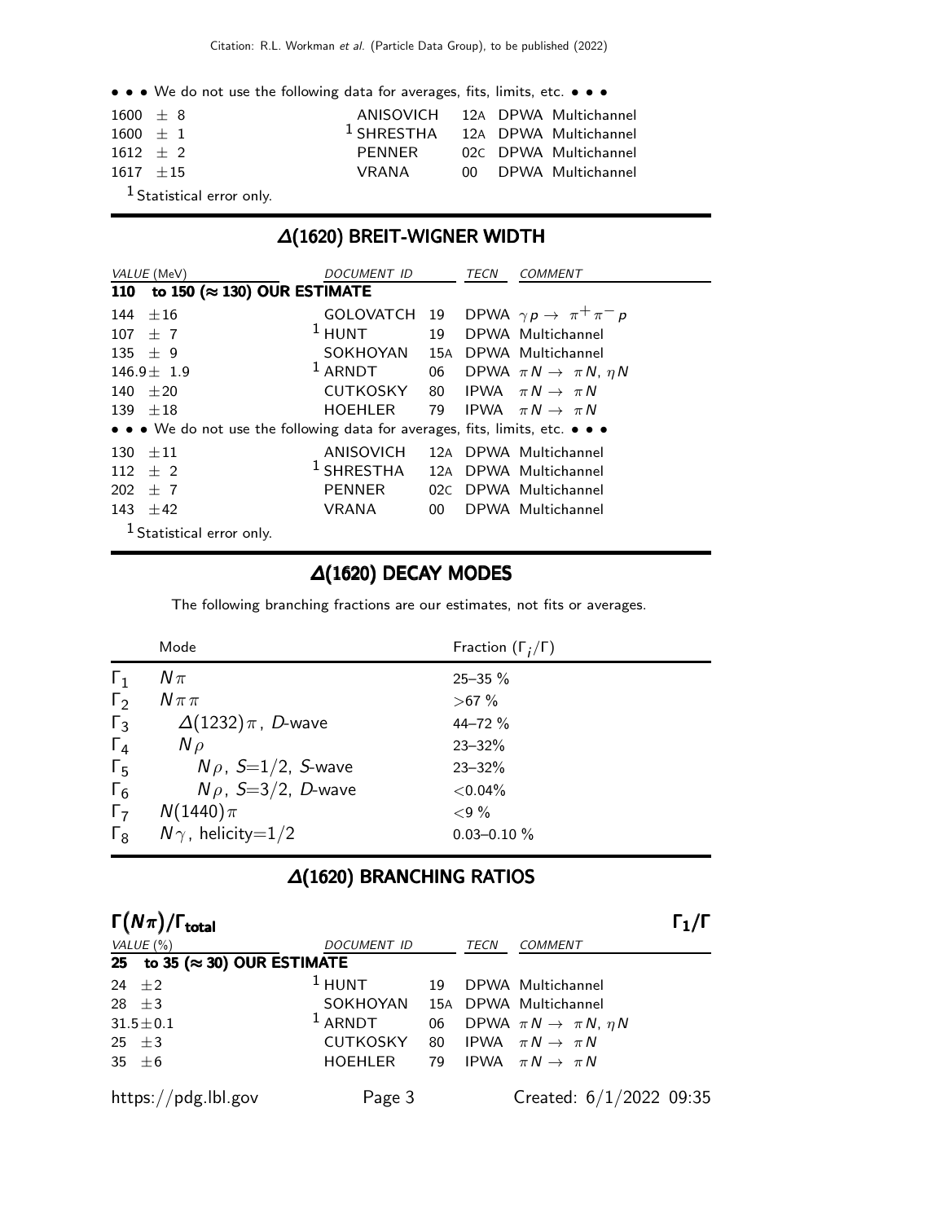• • • We do not use the following data for averages, fits, limits, etc. • • •

| VALUE (MeV) | DOCUMENT ID | | TECN | COMMENT |
|---|---|---|---|---|
| 1600 ± 8 | ANISOVICH | 12A | DPWA | Multichannel |
| 1600 ± 1 | [1] SHRESTHA | 12A | DPWA | Multichannel |
| 1612 ± 2 | PENNER | 02C | DPWA | Multichannel |
| 1617 ±15 | VRANA | 00 | DPWA | Multichannel |

[1] Statistical error only.

## Δ(1620) BREIT-WIGNER WIDTH

| VALUE (MeV) | DOCUMENT ID | | TECN | COMMENT |
|---|---|---|---|---|
| **110 to 150 (≈ 130) OUR ESTIMATE** | | | | |
| 144 ±16 | GOLOVATCH | 19 | DPWA | $\gamma p \to \pi^+ \pi^- p$ |
| 107 ± 7 | [1] HUNT | 19 | DPWA | Multichannel |
| 135 ± 9 | SOKHOYAN | 15A | DPWA | Multichannel |
| 146.9± 1.9 | [1] ARNDT | 06 | DPWA | $\pi N \to \pi N$, $\eta N$ |
| 140 ±20 | CUTKOSKY | 80 | IPWA | $\pi N \to \pi N$ |
| 139 ±18 | HOEHLER | 79 | IPWA | $\pi N \to \pi N$ |
| • • • We do not use the following data for averages, fits, limits, etc. • • • | | | | |
| 130 ±11 | ANISOVICH | 12A | DPWA | Multichannel |
| 112 ± 2 | [1] SHRESTHA | 12A | DPWA | Multichannel |
| 202 ± 7 | PENNER | 02C | DPWA | Multichannel |
| 143 ±42 | VRANA | 00 | DPWA | Multichannel |

[1] Statistical error only.

## Δ(1620) DECAY MODES

The following branching fractions are our estimates, not fits or averages.

| | Mode | Fraction ($\Gamma_i/\Gamma$) |
|---|---|---|
| $\Gamma_1$ | $N\pi$ | 25–35 % |
| $\Gamma_2$ | $N\pi\pi$ | >67 % |
| $\Gamma_3$ | $\Delta(1232)\pi$, D-wave | 44–72 % |
| $\Gamma_4$ | $N\rho$ | 23–32% |
| $\Gamma_5$ | $N\rho$, $S$=1/2, S-wave | 23–32% |
| $\Gamma_6$ | $N\rho$, $S$=3/2, D-wave | <0.04% |
| $\Gamma_7$ | $N(1440)\pi$ | <9 % |
| $\Gamma_8$ | $N\gamma$, helicity=1/2 | 0.03–0.10 % |

## Δ(1620) BRANCHING RATIOS

### $\Gamma(N\pi)/\Gamma_{\text{total}}$ — $\Gamma_1/\Gamma$

| VALUE (%) | DOCUMENT ID | | TECN | COMMENT |
|---|---|---|---|---|
| **25 to 35 (≈ 30) OUR ESTIMATE** | | | | |
| 24 ±2 | [1] HUNT | 19 | DPWA | Multichannel |
| 28 ±3 | SOKHOYAN | 15A | DPWA | Multichannel |
| 31.5±0.1 | [1] ARNDT | 06 | DPWA | $\pi N \to \pi N$, $\eta N$ |
| 25 ±3 | CUTKOSKY | 80 | IPWA | $\pi N \to \pi N$ |
| 35 ±6 | HOEHLER | 79 | IPWA | $\pi N \to \pi N$ |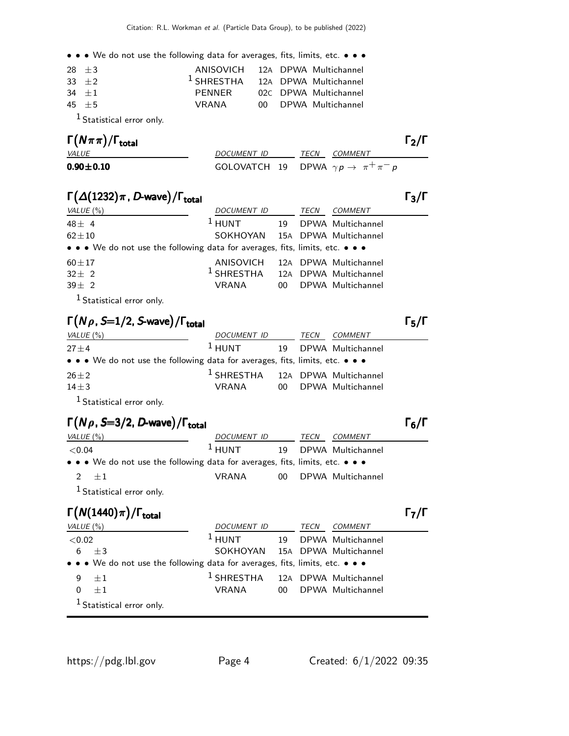• • • We do not use the following data for averages, fits, limits, etc. • • •

| | | | | |
|---|---|---|---|---|
| 28 ± 3 | ANISOVICH | 12A | DPWA | Multichannel |
| 33 ± 2 | [1] SHRESTHA | 12A | DPWA | Multichannel |
| 34 ± 1 | PENNER | 02C | DPWA | Multichannel |
| 45 ± 5 | VRANA | 00 | DPWA | Multichannel |

[1] Statistical error only.

## $\Gamma(N\pi\pi)/\Gamma_{\text{total}}$ $\Gamma_2/\Gamma$

| VALUE | DOCUMENT ID | | TECN | COMMENT |
|---|---|---|---|---|
| **0.90±0.10** | GOLOVATCH | 19 | DPWA | $\gamma p \to \pi^+\pi^- p$ |

## $\Gamma(\Delta(1232)\pi$, *D*-wave$)/\Gamma_{\text{total}}$ $\Gamma_3/\Gamma$

| VALUE (%) | DOCUMENT ID | | TECN | COMMENT |
|---|---|---|---|---|
| 48 ± 4 | [1] HUNT | 19 | DPWA | Multichannel |
| 62 ± 10 | SOKHOYAN | 15A | DPWA | Multichannel |
| • • • We do not use the following data for averages, fits, limits, etc. • • • | | | | |
| 60 ± 17 | ANISOVICH | 12A | DPWA | Multichannel |
| 32 ± 2 | [1] SHRESTHA | 12A | DPWA | Multichannel |
| 39 ± 2 | VRANA | 00 | DPWA | Multichannel |

[1] Statistical error only.

## $\Gamma(N\rho$, *S*=1/2, *S*-wave$)/\Gamma_{\text{total}}$ $\Gamma_5/\Gamma$

| VALUE (%) | DOCUMENT ID | | TECN | COMMENT |
|---|---|---|---|---|
| 27 ± 4 | [1] HUNT | 19 | DPWA | Multichannel |
| • • • We do not use the following data for averages, fits, limits, etc. • • • | | | | |
| 26 ± 2 | [1] SHRESTHA | 12A | DPWA | Multichannel |
| 14 ± 3 | VRANA | 00 | DPWA | Multichannel |

[1] Statistical error only.

## $\Gamma(N\rho$, *S*=3/2, *D*-wave$)/\Gamma_{\text{total}}$ $\Gamma_6/\Gamma$

| VALUE (%) | DOCUMENT ID | | TECN | COMMENT |
|---|---|---|---|---|
| <0.04 | [1] HUNT | 19 | DPWA | Multichannel |
| • • • We do not use the following data for averages, fits, limits, etc. • • • | | | | |
| 2 ± 1 | VRANA | 00 | DPWA | Multichannel |

[1] Statistical error only.

## $\Gamma(N(1440)\pi)/\Gamma_{\text{total}}$ $\Gamma_7/\Gamma$

| VALUE (%) | DOCUMENT ID | | TECN | COMMENT |
|---|---|---|---|---|
| <0.02 | [1] HUNT | 19 | DPWA | Multichannel |
| 6 ± 3 | SOKHOYAN | 15A | DPWA | Multichannel |
| • • • We do not use the following data for averages, fits, limits, etc. • • • | | | | |
| 9 ± 1 | [1] SHRESTHA | 12A | DPWA | Multichannel |
| 0 ± 1 | VRANA | 00 | DPWA | Multichannel |

[1] Statistical error only.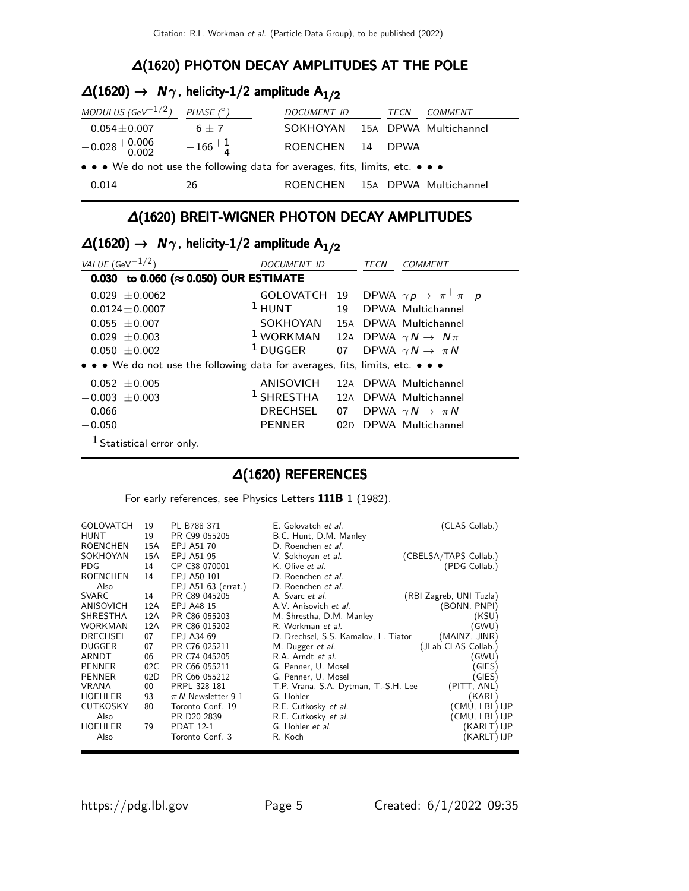## $\Delta(1620)$ PHOTON DECAY AMPLITUDES AT THE POLE

### $\Delta(1620) \to N\gamma$, helicity-1/2 amplitude $A_{1/2}$

| MODULUS (GeV$^{-1/2}$) | PHASE (°) | DOCUMENT ID | | TECN | COMMENT |
|---|---|---|---|---|---|
| $0.054 \pm 0.007$ | $-6 \pm 7$ | SOKHOYAN | 15A | DPWA | Multichannel |
| $-0.028^{+0.006}_{-0.002}$ | $-166^{+1}_{-4}$ | ROENCHEN | 14 | DPWA | |
| • • • We do not use the following data for averages, fits, limits, etc. • • • | | | | | |
| 0.014 | 26 | ROENCHEN | 15A | DPWA | Multichannel |

## $\Delta(1620)$ BREIT-WIGNER PHOTON DECAY AMPLITUDES

### $\Delta(1620) \to N\gamma$, helicity-1/2 amplitude $A_{1/2}$

| VALUE (GeV$^{-1/2}$) | DOCUMENT ID | | TECN | COMMENT |
|---|---|---|---|---|
| **0.030 to 0.060 (≈ 0.050) OUR ESTIMATE** | | | | |
| $0.029 \pm 0.0062$ | GOLOVATCH | 19 | DPWA | $\gamma p \to \pi^+ \pi^- p$ |
| $0.0124 \pm 0.0007$ | HUNT [1] | 19 | DPWA | Multichannel |
| $0.055 \pm 0.007$ | SOKHOYAN | 15A | DPWA | Multichannel |
| $0.029 \pm 0.003$ | WORKMAN [1] | 12A | DPWA | $\gamma N \to N\pi$ |
| $0.050 \pm 0.002$ | DUGGER [1] | 07 | DPWA | $\gamma N \to \pi N$ |
| • • • We do not use the following data for averages, fits, limits, etc. • • • | | | | |
| $0.052 \pm 0.005$ | ANISOVICH | 12A | DPWA | Multichannel |
| $-0.003 \pm 0.003$ | SHRESTHA [1] | 12A | DPWA | Multichannel |
| 0.066 | DRECHSEL | 07 | DPWA | $\gamma N \to \pi N$ |
| $-0.050$ | PENNER | 02D | DPWA | Multichannel |

[1] Statistical error only.

## $\Delta(1620)$ REFERENCES

For early references, see Physics Letters **111B** 1 (1982).

| | | | | |
|---|---|---|---|---|
| GOLOVATCH | 19 | PL B788 371 | E. Golovatch *et al.* | (CLAS Collab.) |
| HUNT | 19 | PR C99 055205 | B.C. Hunt, D.M. Manley | |
| ROENCHEN | 15A | EPJ A51 70 | D. Roenchen *et al.* | |
| SOKHOYAN | 15A | EPJ A51 95 | V. Sokhoyan *et al.* | (CBELSA/TAPS Collab.) |
| PDG | 14 | CP C38 070001 | K. Olive *et al.* | (PDG Collab.) |
| ROENCHEN | 14 | EPJ A50 101 | D. Roenchen *et al.* | |
| Also | | EPJ A51 63 (errat.) | D. Roenchen *et al.* | |
| SVARC | 14 | PR C89 045205 | A. Svarc *et al.* | (RBI Zagreb, UNI Tuzla) |
| ANISOVICH | 12A | EPJ A48 15 | A.V. Anisovich *et al.* | (BONN, PNPI) |
| SHRESTHA | 12A | PR C86 055203 | M. Shrestha, D.M. Manley | (KSU) |
| WORKMAN | 12A | PR C86 015202 | R. Workman *et al.* | (GWU) |
| DRECHSEL | 07 | EPJ A34 69 | D. Drechsel, S.S. Kamalov, L. Tiator | (MAINZ, JINR) |
| DUGGER | 07 | PR C76 025211 | M. Dugger *et al.* | (JLab CLAS Collab.) |
| ARNDT | 06 | PR C74 045205 | R.A. Arndt *et al.* | (GWU) |
| PENNER | 02C | PR C66 055211 | G. Penner, U. Mosel | (GIES) |
| PENNER | 02D | PR C66 055212 | G. Penner, U. Mosel | (GIES) |
| VRANA | 00 | PRPL 328 181 | T.P. Vrana, S.A. Dytman, T.-S.H. Lee | (PITT, ANL) |
| HOEHLER | 93 | $\pi N$ Newsletter 9 1 | G. Hohler | (KARL) |
| CUTKOSKY | 80 | Toronto Conf. 19 | R.E. Cutkosky *et al.* | (CMU, LBL) IJP |
| Also | | PR D20 2839 | R.E. Cutkosky *et al.* | (CMU, LBL) IJP |
| HOEHLER | 79 | PDAT 12-1 | G. Hohler *et al.* | (KARLT) IJP |
| Also | | Toronto Conf. 3 | R. Koch | (KARLT) IJP |